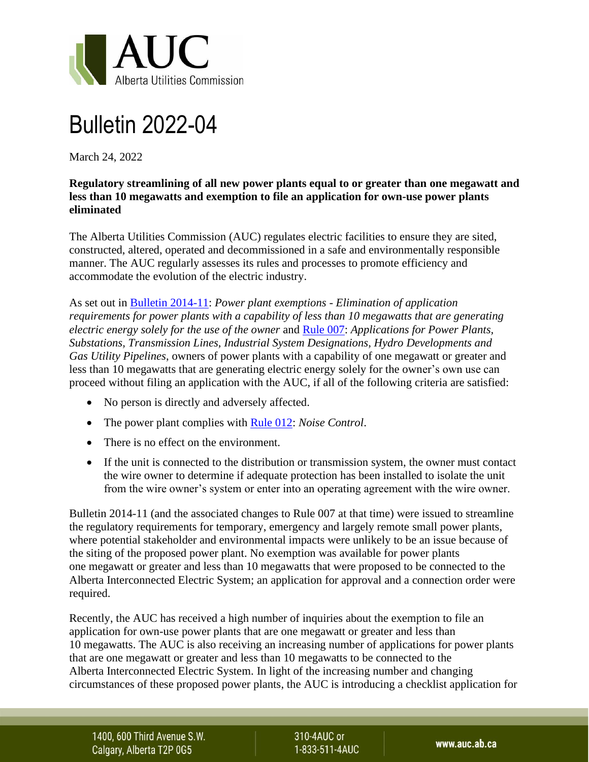# Bulletin 2022-04

March 24, 2022

**Regulatory streamlining of all new power plants equal to or greater than one megawatt and less than 10 megawatts and exemption to file an application for own-use power plants eliminated**

The Alberta Utilities Commission (AUC) regulates electric facilities to ensure they are sited, constructed, altered, operated and decommissioned in a safe and environmentally responsible manner. The AUC regularly assesses its rules and processes to promote efficiency and accommodate the evolution of the electric industry.

As set out in Bulletin 2014-11: *Power plant exemptions - Elimination of application requirements for power plants with a capability of less than 10 megawatts that are generating electric energy solely for the use of the owner* and Rule 007: *Applications for Power Plants, Substations, Transmission Lines, Industrial System Designations, Hydro Developments and Gas Utility Pipelines*, owners of power plants with a capability of one megawatt or greater and less than 10 megawatts that are generating electric energy solely for the owner's own use can proceed without filing an application with the AUC, if all of the following criteria are satisfied:

- No person is directly and adversely affected.
- The power plant complies with Rule 012: *Noise Control*.
- There is no effect on the environment.
- If the unit is connected to the distribution or transmission system, the owner must contact the wire owner to determine if adequate protection has been installed to isolate the unit from the wire owner's system or enter into an operating agreement with the wire owner.

Bulletin 2014-11 (and the associated changes to Rule 007 at that time) were issued to streamline the regulatory requirements for temporary, emergency and largely remote small power plants, where potential stakeholder and environmental impacts were unlikely to be an issue because of the siting of the proposed power plant. No exemption was available for power plants one megawatt or greater and less than 10 megawatts that were proposed to be connected to the Alberta Interconnected Electric System; an application for approval and a connection order were required.

Recently, the AUC has received a high number of inquiries about the exemption to file an application for own-use power plants that are one megawatt or greater and less than 10 megawatts. The AUC is also receiving an increasing number of applications for power plants that are one megawatt or greater and less than 10 megawatts to be connected to the Alberta Interconnected Electric System. In light of the increasing number and changing circumstances of these proposed power plants, the AUC is introducing a checklist application for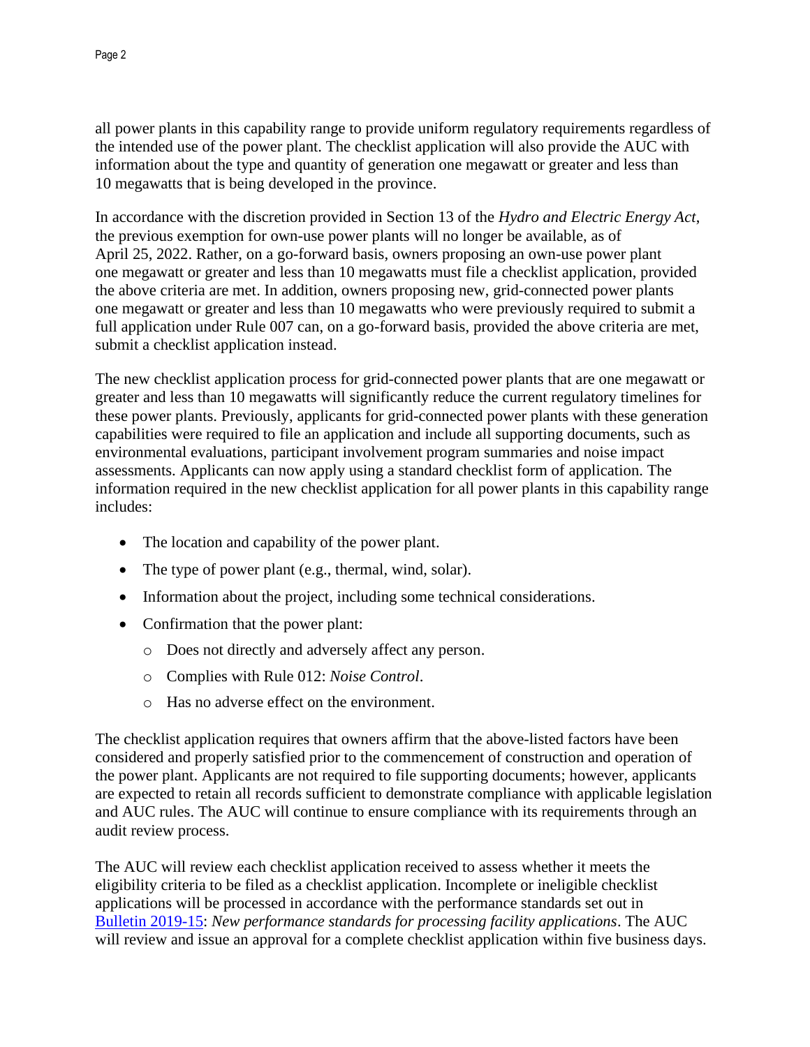all power plants in this capability range to provide uniform regulatory requirements regardless of the intended use of the power plant. The checklist application will also provide the AUC with information about the type and quantity of generation one megawatt or greater and less than 10 megawatts that is being developed in the province.

In accordance with the discretion provided in Section 13 of the *Hydro and Electric Energy Act*, the previous exemption for own-use power plants will no longer be available, as of April 25, 2022. Rather, on a go-forward basis, owners proposing an own-use power plant one megawatt or greater and less than 10 megawatts must file a checklist application, provided the above criteria are met. In addition, owners proposing new, grid-connected power plants one megawatt or greater and less than 10 megawatts who were previously required to submit a full application under Rule 007 can, on a go-forward basis, provided the above criteria are met, submit a checklist application instead.

The new checklist application process for grid-connected power plants that are one megawatt or greater and less than 10 megawatts will significantly reduce the current regulatory timelines for these power plants. Previously, applicants for grid-connected power plants with these generation capabilities were required to file an application and include all supporting documents, such as environmental evaluations, participant involvement program summaries and noise impact assessments. Applicants can now apply using a standard checklist form of application. The information required in the new checklist application for all power plants in this capability range includes:

- The location and capability of the power plant.
- The type of power plant (e.g., thermal, wind, solar).
- Information about the project, including some technical considerations.
- Confirmation that the power plant:
  - Does not directly and adversely affect any person.
  - Complies with Rule 012: *Noise Control*.
  - Has no adverse effect on the environment.

The checklist application requires that owners affirm that the above-listed factors have been considered and properly satisfied prior to the commencement of construction and operation of the power plant. Applicants are not required to file supporting documents; however, applicants are expected to retain all records sufficient to demonstrate compliance with applicable legislation and AUC rules. The AUC will continue to ensure compliance with its requirements through an audit review process.

The AUC will review each checklist application received to assess whether it meets the eligibility criteria to be filed as a checklist application. Incomplete or ineligible checklist applications will be processed in accordance with the performance standards set out in Bulletin 2019-15: *New performance standards for processing facility applications*. The AUC will review and issue an approval for a complete checklist application within five business days.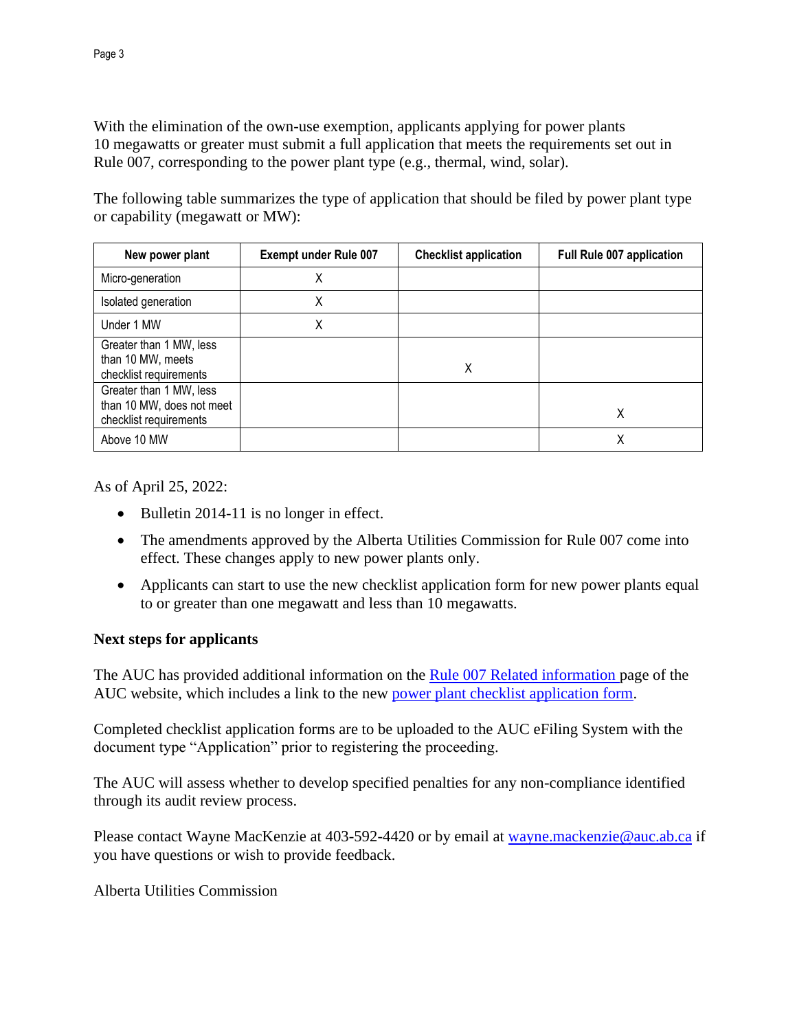With the elimination of the own-use exemption, applicants applying for power plants 10 megawatts or greater must submit a full application that meets the requirements set out in Rule 007, corresponding to the power plant type (e.g., thermal, wind, solar).

The following table summarizes the type of application that should be filed by power plant type or capability (megawatt or MW):

| New power plant | Exempt under Rule 007 | Checklist application | Full Rule 007 application |
|---|---|---|---|
| Micro-generation | X | | |
| Isolated generation | X | | |
| Under 1 MW | X | | |
| Greater than 1 MW, less than 10 MW, meets checklist requirements | | X | |
| Greater than 1 MW, less than 10 MW, does not meet checklist requirements | | | X |
| Above 10 MW | | | X |

As of April 25, 2022:

- Bulletin 2014-11 is no longer in effect.
- The amendments approved by the Alberta Utilities Commission for Rule 007 come into effect. These changes apply to new power plants only.
- Applicants can start to use the new checklist application form for new power plants equal to or greater than one megawatt and less than 10 megawatts.

**Next steps for applicants**

The AUC has provided additional information on the [Rule 007 Related information](#) page of the AUC website, which includes a link to the new [power plant checklist application form](#).

Completed checklist application forms are to be uploaded to the AUC eFiling System with the document type "Application" prior to registering the proceeding.

The AUC will assess whether to develop specified penalties for any non-compliance identified through its audit review process.

Please contact Wayne MacKenzie at 403-592-4420 or by email at wayne.mackenzie@auc.ab.ca if you have questions or wish to provide feedback.

Alberta Utilities Commission